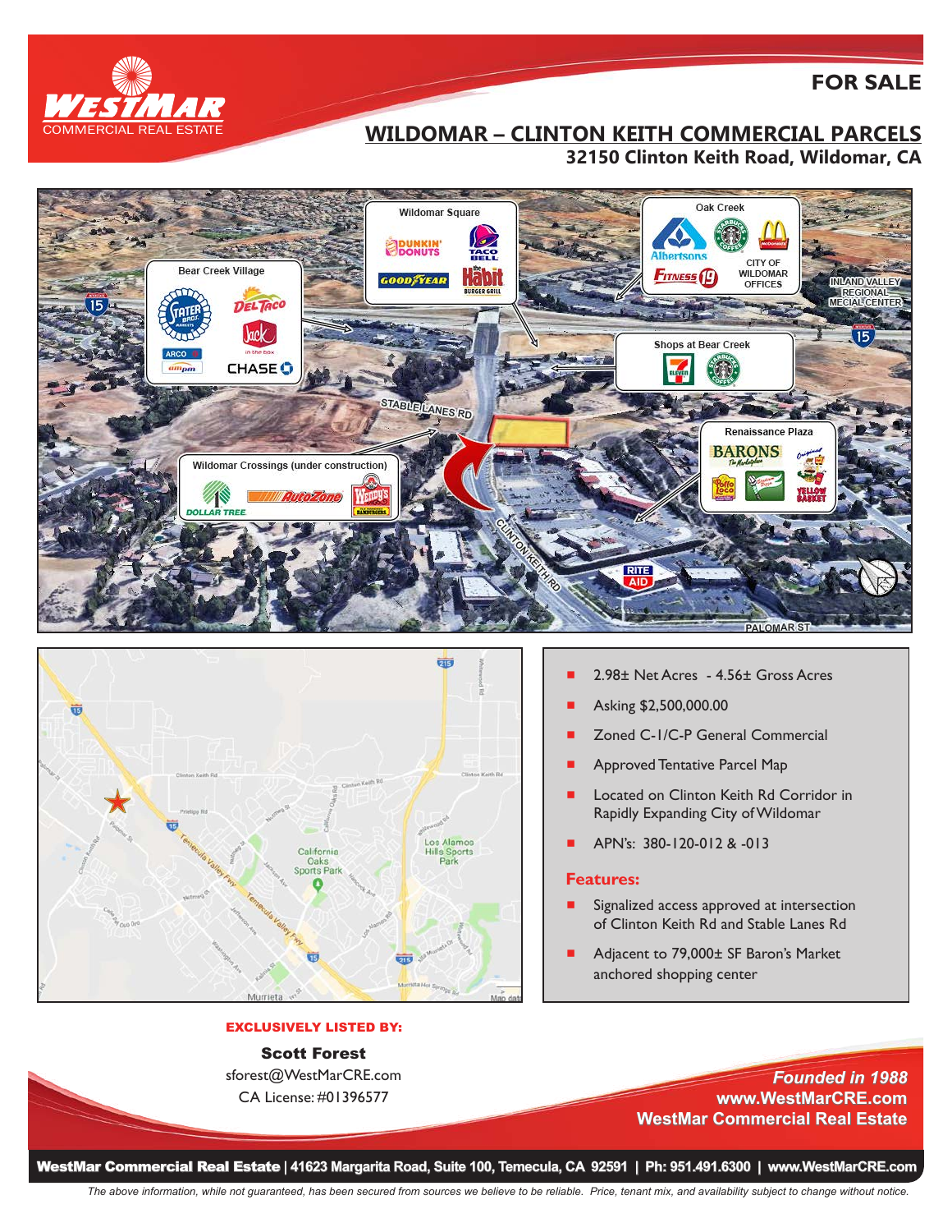# WESTMAR
COMMERCIAL REAL ESTATE

**FOR SALE**

## WILDOMAR – CLINTON KEITH COMMERCIAL PARCELS

### 32150 Clinton Keith Road, Wildomar, CA

- 2.98± Net Acres - 4.56± Gross Acres
- Asking $2,500,000.00
- Zoned C-1/C-P General Commercial
- Approved Tentative Parcel Map
- Located on Clinton Keith Rd Corridor in Rapidly Expanding City of Wildomar
- APN's: 380-120-012 & -013

### Features:

- Signalized access approved at intersection of Clinton Keith Rd and Stable Lanes Rd
- Adjacent to 79,000± SF Baron's Market anchored shopping center

**EXCLUSIVELY LISTED BY:**

**Scott Forest**
sforest@WestMarCRE.com
CA License: #01396577

*Founded in 1988*
**www.WestMarCRE.com**
**WestMar Commercial Real Estate**

**WestMar Commercial Real Estate** | 41623 Margarita Road, Suite 100, Temecula, CA 92591 | Ph: 951.491.6300 | www.WestMarCRE.com

*The above information, while not guaranteed, has been secured from sources we believe to be reliable. Price, tenant mix, and availability subject to change without notice.*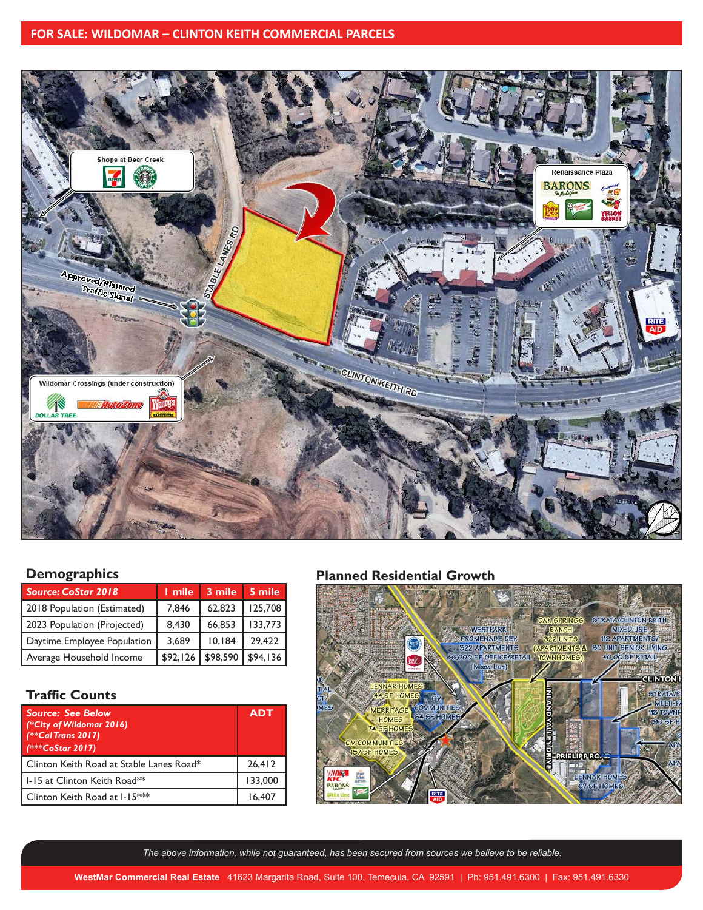## FOR SALE: WILDOMAR – CLINTON KEITH COMMERCIAL PARCELS

Shops at Bear Creek

Renaissance Plaza

Approved/Planned Traffic Signal

STABLE LANES RD

CLINTON KEITH RD

Wildomar Crossings (under construction)

## Demographics

| Source: CoStar 2018 | 1 mile | 3 mile | 5 mile |
|---|---|---|---|
| 2018 Population (Estimated) | 7,846 | 62,823 | 125,708 |
| 2023 Population (Projected) | 8,430 | 66,853 | 133,773 |
| Daytime Employee Population | 3,689 | 10,184 | 29,422 |
| Average Household Income | $92,126 | $98,590 | $94,136 |

## Traffic Counts

| *Source: See Below (*City of Wildomar 2016) (**Cal Trans 2017) (***CoStar 2017)* | ADT |
|---|---|
| Clinton Keith Road at Stable Lanes Road* | 26,412 |
| I-15 at Clinton Keith Road** | 133,000 |
| Clinton Keith Road at I-15*** | 16,407 |

## Planned Residential Growth

WESTPARK PROMENADE DEV. 322 APARTMENTS 86,000 SF OFFICE/RETAIL (Mixed-Use)

OAK SPRINGS RANCH 322 UNITS (APARTMENTS & TOWNHOMES)

STRATA/CLINTON KEITH MIXED USE 112 APARTMENTS/ 80 UNIT SENIOR LIVING 40,00 SF RETAIL

LENNAR HOMES 44 SF HOMES

CV COMMUNITIES 64 SF HOMES

MERRITAGE HOMES 74 SF HOMES

CV COMMUNITIES 157 SF HOMES

INLAND VALLEY DRIVE

PRIELIPP ROAD

LENNAR HOMES 67 SF HOMES

CLINTON K

*The above information, while not guaranteed, has been secured from sources we believe to be reliable.*

**WestMar Commercial Real Estate** 41623 Margarita Road, Suite 100, Temecula, CA 92591 | Ph: 951.491.6300 | Fax: 951.491.6330